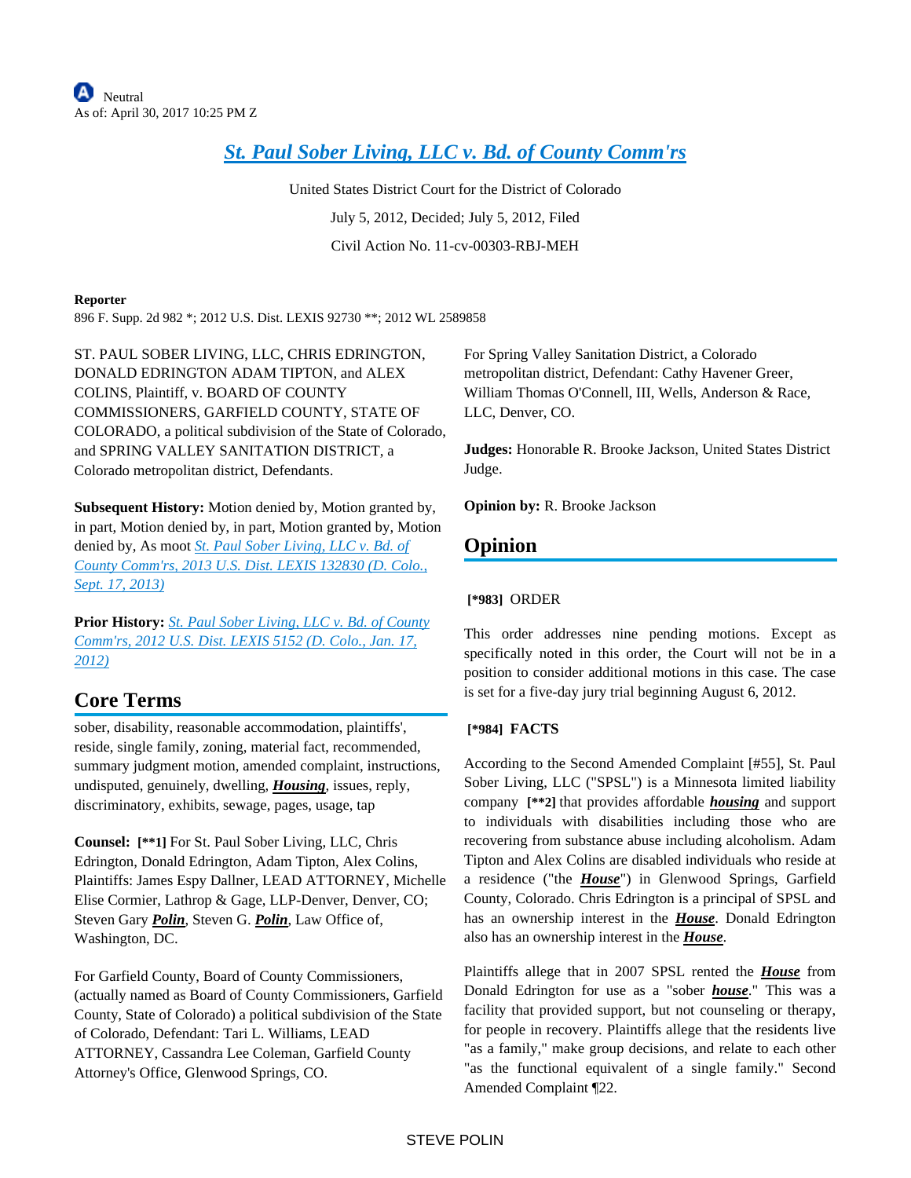Neutral
As of: April 30, 2017 10:25 PM Z

# St. Paul Sober Living, LLC v. Bd. of County Comm'rs

United States District Court for the District of Colorado

July 5, 2012, Decided; July 5, 2012, Filed

Civil Action No. 11-cv-00303-RBJ-MEH

**Reporter**

896 F. Supp. 2d 982 *; 2012 U.S. Dist. LEXIS 92730 **; 2012 WL 2589858

ST. PAUL SOBER LIVING, LLC, CHRIS EDRINGTON, DONALD EDRINGTON ADAM TIPTON, and ALEX COLINS, Plaintiff, v. BOARD OF COUNTY COMMISSIONERS, GARFIELD COUNTY, STATE OF COLORADO, a political subdivision of the State of Colorado, and SPRING VALLEY SANITATION DISTRICT, a Colorado metropolitan district, Defendants.

**Subsequent History:** Motion denied by, Motion granted by, in part, Motion denied by, in part, Motion granted by, Motion denied by, As moot St. Paul Sober Living, LLC v. Bd. of County Comm'rs, 2013 U.S. Dist. LEXIS 132830 (D. Colo., Sept. 17, 2013)

**Prior History:** St. Paul Sober Living, LLC v. Bd. of County Comm'rs, 2012 U.S. Dist. LEXIS 5152 (D. Colo., Jan. 17, 2012)

## Core Terms

sober, disability, reasonable accommodation, plaintiffs', reside, single family, zoning, material fact, recommended, summary judgment motion, amended complaint, instructions, undisputed, genuinely, dwelling, ***Housing***, issues, reply, discriminatory, exhibits, sewage, pages, usage, tap

**Counsel:** **[\*\*1]** For St. Paul Sober Living, LLC, Chris Edrington, Donald Edrington, Adam Tipton, Alex Colins, Plaintiffs: James Espy Dallner, LEAD ATTORNEY, Michelle Elise Cormier, Lathrop & Gage, LLP-Denver, Denver, CO; Steven Gary ***Polin***, Steven G. ***Polin***, Law Office of, Washington, DC.

For Garfield County, Board of County Commissioners, (actually named as Board of County Commissioners, Garfield County, State of Colorado) a political subdivision of the State of Colorado, Defendant: Tari L. Williams, LEAD ATTORNEY, Cassandra Lee Coleman, Garfield County Attorney's Office, Glenwood Springs, CO.

For Spring Valley Sanitation District, a Colorado metropolitan district, Defendant: Cathy Havener Greer, William Thomas O'Connell, III, Wells, Anderson & Race, LLC, Denver, CO.

**Judges:** Honorable R. Brooke Jackson, United States District Judge.

**Opinion by:** R. Brooke Jackson

## Opinion

**[\*983]** ORDER

This order addresses nine pending motions. Except as specifically noted in this order, the Court will not be in a position to consider additional motions in this case. The case is set for a five-day jury trial beginning August 6, 2012.

**[\*984] FACTS**

According to the Second Amended Complaint [#55], St. Paul Sober Living, LLC ("SPSL") is a Minnesota limited liability company **[\*\*2]** that provides affordable ***housing*** and support to individuals with disabilities including those who are recovering from substance abuse including alcoholism. Adam Tipton and Alex Colins are disabled individuals who reside at a residence ("the ***House***") in Glenwood Springs, Garfield County, Colorado. Chris Edrington is a principal of SPSL and has an ownership interest in the ***House***. Donald Edrington also has an ownership interest in the ***House***.

Plaintiffs allege that in 2007 SPSL rented the ***House*** from Donald Edrington for use as a "sober ***house***." This was a facility that provided support, but not counseling or therapy, for people in recovery. Plaintiffs allege that the residents live "as a family," make group decisions, and relate to each other "as the functional equivalent of a single family." Second Amended Complaint ¶22.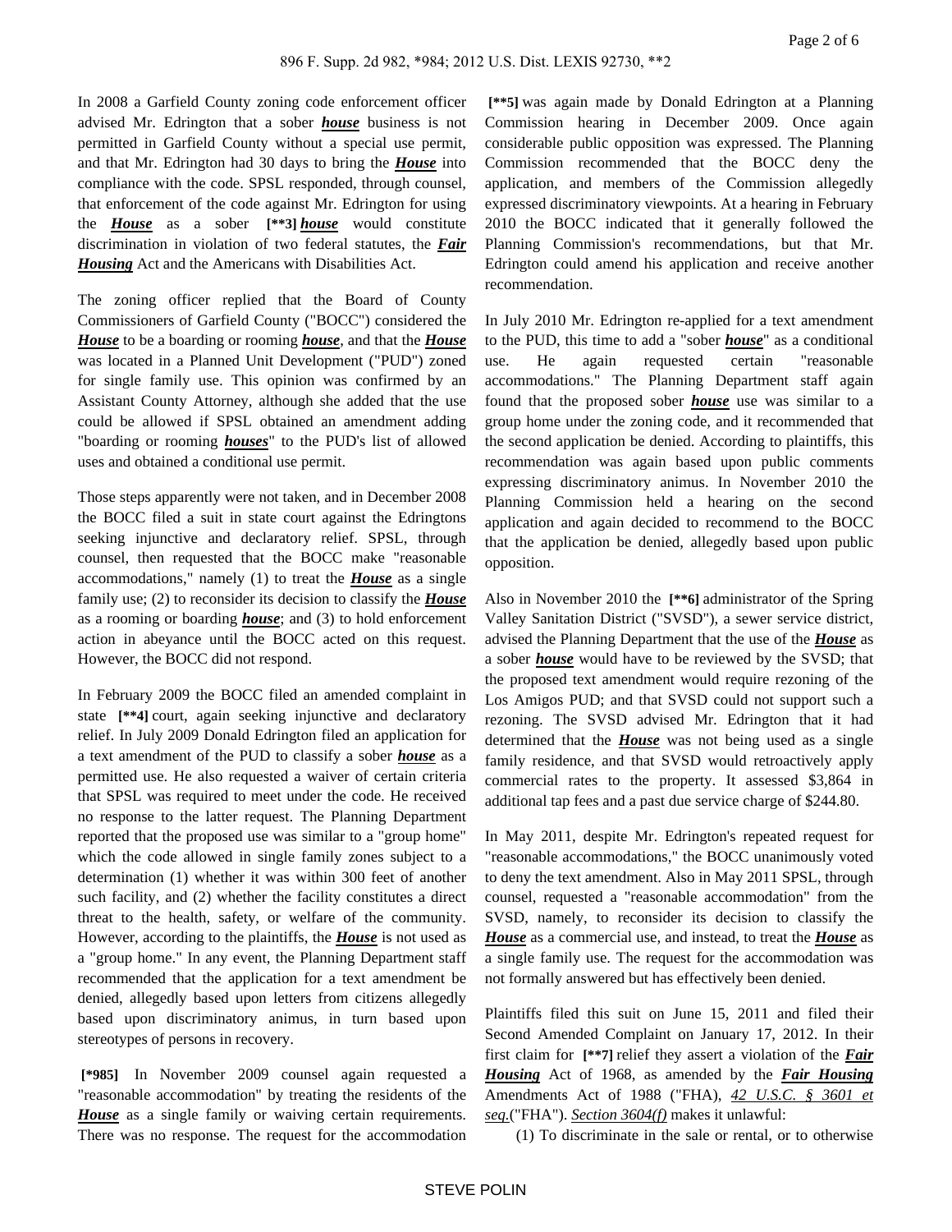In 2008 a Garfield County zoning code enforcement officer advised Mr. Edrington that a sober ***house*** business is not permitted in Garfield County without a special use permit, and that Mr. Edrington had 30 days to bring the ***House*** into compliance with the code. SPSL responded, through counsel, that enforcement of the code against Mr. Edrington for using the ***House*** as a sober **[\*\*3]** ***house*** would constitute discrimination in violation of two federal statutes, the ***Fair Housing*** Act and the Americans with Disabilities Act.

The zoning officer replied that the Board of County Commissioners of Garfield County ("BOCC") considered the ***House*** to be a boarding or rooming ***house***, and that the ***House*** was located in a Planned Unit Development ("PUD") zoned for single family use. This opinion was confirmed by an Assistant County Attorney, although she added that the use could be allowed if SPSL obtained an amendment adding "boarding or rooming ***houses***" to the PUD's list of allowed uses and obtained a conditional use permit.

Those steps apparently were not taken, and in December 2008 the BOCC filed a suit in state court against the Edringtons seeking injunctive and declaratory relief. SPSL, through counsel, then requested that the BOCC make "reasonable accommodations," namely (1) to treat the ***House*** as a single family use; (2) to reconsider its decision to classify the ***House*** as a rooming or boarding ***house***; and (3) to hold enforcement action in abeyance until the BOCC acted on this request. However, the BOCC did not respond.

In February 2009 the BOCC filed an amended complaint in state **[\*\*4]** court, again seeking injunctive and declaratory relief. In July 2009 Donald Edrington filed an application for a text amendment of the PUD to classify a sober ***house*** as a permitted use. He also requested a waiver of certain criteria that SPSL was required to meet under the code. He received no response to the latter request. The Planning Department reported that the proposed use was similar to a "group home" which the code allowed in single family zones subject to a determination (1) whether it was within 300 feet of another such facility, and (2) whether the facility constitutes a direct threat to the health, safety, or welfare of the community. However, according to the plaintiffs, the ***House*** is not used as a "group home." In any event, the Planning Department staff recommended that the application for a text amendment be denied, allegedly based upon letters from citizens allegedly based upon discriminatory animus, in turn based upon stereotypes of persons in recovery.

**[\*985]** In November 2009 counsel again requested a "reasonable accommodation" by treating the residents of the ***House*** as a single family or waiving certain requirements. There was no response. The request for the accommodation **[\*\*5]** was again made by Donald Edrington at a Planning Commission hearing in December 2009. Once again considerable public opposition was expressed. The Planning Commission recommended that the BOCC deny the application, and members of the Commission allegedly expressed discriminatory viewpoints. At a hearing in February 2010 the BOCC indicated that it generally followed the Planning Commission's recommendations, but that Mr. Edrington could amend his application and receive another recommendation.

In July 2010 Mr. Edrington re-applied for a text amendment to the PUD, this time to add a "sober ***house***" as a conditional use. He again requested certain "reasonable accommodations." The Planning Department staff again found that the proposed sober ***house*** use was similar to a group home under the zoning code, and it recommended that the second application be denied. According to plaintiffs, this recommendation was again based upon public comments expressing discriminatory animus. In November 2010 the Planning Commission held a hearing on the second application and again decided to recommend to the BOCC that the application be denied, allegedly based upon public opposition.

Also in November 2010 the **[\*\*6]** administrator of the Spring Valley Sanitation District ("SVSD"), a sewer service district, advised the Planning Department that the use of the ***House*** as a sober ***house*** would have to be reviewed by the SVSD; that the proposed text amendment would require rezoning of the Los Amigos PUD; and that SVSD could not support such a rezoning. The SVSD advised Mr. Edrington that it had determined that the ***House*** was not being used as a single family residence, and that SVSD would retroactively apply commercial rates to the property. It assessed $3,864 in additional tap fees and a past due service charge of $244.80.

In May 2011, despite Mr. Edrington's repeated request for "reasonable accommodations," the BOCC unanimously voted to deny the text amendment. Also in May 2011 SPSL, through counsel, requested a "reasonable accommodation" from the SVSD, namely, to reconsider its decision to classify the ***House*** as a commercial use, and instead, to treat the ***House*** as a single family use. The request for the accommodation was not formally answered but has effectively been denied.

Plaintiffs filed this suit on June 15, 2011 and filed their Second Amended Complaint on January 17, 2012. In their first claim for **[\*\*7]** relief they assert a violation of the ***Fair Housing*** Act of 1968, as amended by the ***Fair Housing*** Amendments Act of 1988 ("FHA"), *42 U.S.C. § 3601 et seq.*("FHA"). *Section 3604(f)* makes it unlawful:

(1) To discriminate in the sale or rental, or to otherwise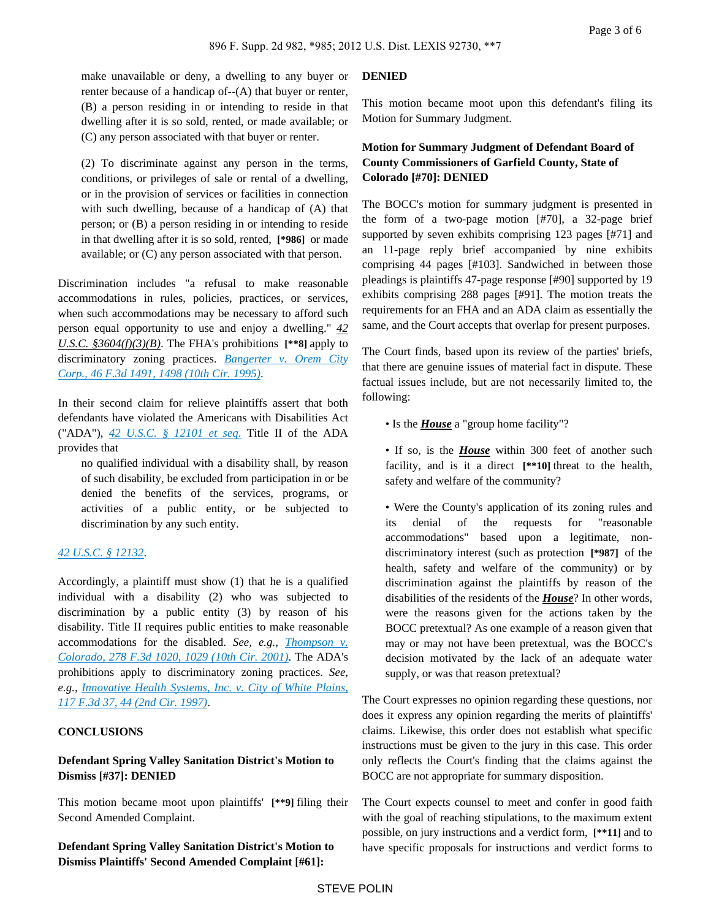make unavailable or deny, a dwelling to any buyer or renter because of a handicap of--(A) that buyer or renter, (B) a person residing in or intending to reside in that dwelling after it is so sold, rented, or made available; or (C) any person associated with that buyer or renter.

(2) To discriminate against any person in the terms, conditions, or privileges of sale or rental of a dwelling, or in the provision of services or facilities in connection with such dwelling, because of a handicap of (A) that person; or (B) a person residing in or intending to reside in that dwelling after it is so sold, rented, **[*986]** or made available; or (C) any person associated with that person.

Discrimination includes "a refusal to make reasonable accommodations in rules, policies, practices, or services, when such accommodations may be necessary to afford such person equal opportunity to use and enjoy a dwelling." *42 U.S.C. §3604(f)(3)(B)*. The FHA's prohibitions **[**8]** apply to discriminatory zoning practices. *Bangerter v. Orem City Corp., 46 F.3d 1491, 1498 (10th Cir. 1995)*.

In their second claim for relieve plaintiffs assert that both defendants have violated the Americans with Disabilities Act ("ADA"), *42 U.S.C. § 12101 et seq.* Title II of the ADA provides that

> no qualified individual with a disability shall, by reason of such disability, be excluded from participation in or be denied the benefits of the services, programs, or activities of a public entity, or be subjected to discrimination by any such entity.

*42 U.S.C. § 12132*.

Accordingly, a plaintiff must show (1) that he is a qualified individual with a disability (2) who was subjected to discrimination by a public entity (3) by reason of his disability. Title II requires public entities to make reasonable accommodations for the disabled. *See, e.g., Thompson v. Colorado, 278 F.3d 1020, 1029 (10th Cir. 2001)*. The ADA's prohibitions apply to discriminatory zoning practices. *See, e.g., Innovative Health Systems, Inc. v. City of White Plains, 117 F.3d 37, 44 (2nd Cir. 1997)*.

## CONCLUSIONS

**Defendant Spring Valley Sanitation District's Motion to Dismiss [#37]: DENIED**

This motion became moot upon plaintiffs' **[**9]** filing their Second Amended Complaint.

**Defendant Spring Valley Sanitation District's Motion to Dismiss Plaintiffs' Second Amended Complaint [#61]: DENIED**

This motion became moot upon this defendant's filing its Motion for Summary Judgment.

**Motion for Summary Judgment of Defendant Board of County Commissioners of Garfield County, State of Colorado [#70]: DENIED**

The BOCC's motion for summary judgment is presented in the form of a two-page motion [#70], a 32-page brief supported by seven exhibits comprising 123 pages [#71] and an 11-page reply brief accompanied by nine exhibits comprising 44 pages [#103]. Sandwiched in between those pleadings is plaintiffs 47-page response [#90] supported by 19 exhibits comprising 288 pages [#91]. The motion treats the requirements for an FHA and an ADA claim as essentially the same, and the Court accepts that overlap for present purposes.

The Court finds, based upon its review of the parties' briefs, that there are genuine issues of material fact in dispute. These factual issues include, but are not necessarily limited to, the following:

- Is the ***House*** a "group home facility"?
- If so, is the ***House*** within 300 feet of another such facility, and is it a direct **[**10]** threat to the health, safety and welfare of the community?
- Were the County's application of its zoning rules and its denial of the requests for "reasonable accommodations" based upon a legitimate, non-discriminatory interest (such as protection **[*987]** of the health, safety and welfare of the community) or by discrimination against the plaintiffs by reason of the disabilities of the residents of the ***House***? In other words, were the reasons given for the actions taken by the BOCC pretextual? As one example of a reason given that may or may not have been pretextual, was the BOCC's decision motivated by the lack of an adequate water supply, or was that reason pretextual?

The Court expresses no opinion regarding these questions, nor does it express any opinion regarding the merits of plaintiffs' claims. Likewise, this order does not establish what specific instructions must be given to the jury in this case. This order only reflects the Court's finding that the claims against the BOCC are not appropriate for summary disposition.

The Court expects counsel to meet and confer in good faith with the goal of reaching stipulations, to the maximum extent possible, on jury instructions and a verdict form, **[**11]** and to have specific proposals for instructions and verdict forms to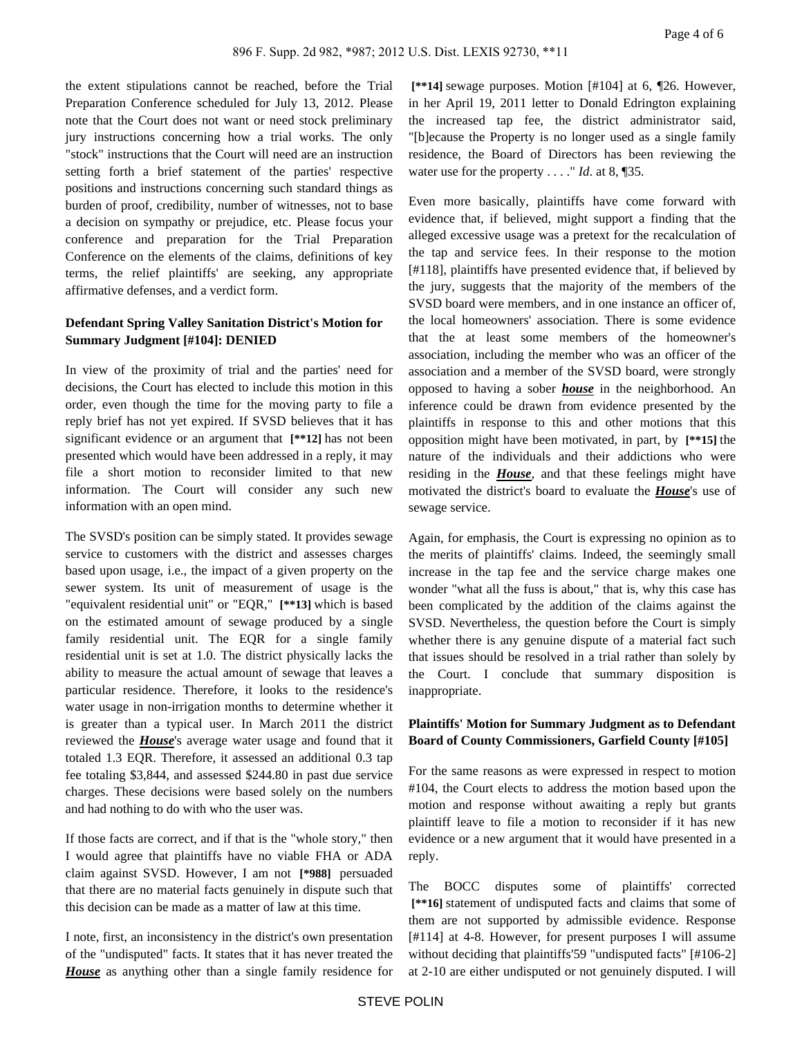the extent stipulations cannot be reached, before the Trial Preparation Conference scheduled for July 13, 2012. Please note that the Court does not want or need stock preliminary jury instructions concerning how a trial works. The only "stock" instructions that the Court will need are an instruction setting forth a brief statement of the parties' respective positions and instructions concerning such standard things as burden of proof, credibility, number of witnesses, not to base a decision on sympathy or prejudice, etc. Please focus your conference and preparation for the Trial Preparation Conference on the elements of the claims, definitions of key terms, the relief plaintiffs' are seeking, any appropriate affirmative defenses, and a verdict form.

**Defendant Spring Valley Sanitation District's Motion for Summary Judgment [#104]: DENIED**

In view of the proximity of trial and the parties' need for decisions, the Court has elected to include this motion in this order, even though the time for the moving party to file a reply brief has not yet expired. If SVSD believes that it has significant evidence or an argument that **[**12]** has not been presented which would have been addressed in a reply, it may file a short motion to reconsider limited to that new information. The Court will consider any such new information with an open mind.

The SVSD's position can be simply stated. It provides sewage service to customers with the district and assesses charges based upon usage, i.e., the impact of a given property on the sewer system. Its unit of measurement of usage is the "equivalent residential unit" or "EQR," **[**13]** which is based on the estimated amount of sewage produced by a single family residential unit. The EQR for a single family residential unit is set at 1.0. The district physically lacks the ability to measure the actual amount of sewage that leaves a particular residence. Therefore, it looks to the residence's water usage in non-irrigation months to determine whether it is greater than a typical user. In March 2011 the district reviewed the ***House***'s average water usage and found that it totaled 1.3 EQR. Therefore, it assessed an additional 0.3 tap fee totaling $3,844, and assessed $244.80 in past due service charges. These decisions were based solely on the numbers and had nothing to do with who the user was.

If those facts are correct, and if that is the "whole story," then I would agree that plaintiffs have no viable FHA or ADA claim against SVSD. However, I am not **[*988]** persuaded that there are no material facts genuinely in dispute such that this decision can be made as a matter of law at this time.

I note, first, an inconsistency in the district's own presentation of the "undisputed" facts. It states that it has never treated the ***House*** as anything other than a single family residence for **[**14]** sewage purposes. Motion [#104] at 6, ¶26. However, in her April 19, 2011 letter to Donald Edrington explaining the increased tap fee, the district administrator said, "[b]ecause the Property is no longer used as a single family residence, the Board of Directors has been reviewing the water use for the property . . . ." *Id*. at 8, ¶35.

Even more basically, plaintiffs have come forward with evidence that, if believed, might support a finding that the alleged excessive usage was a pretext for the recalculation of the tap and service fees. In their response to the motion [#118], plaintiffs have presented evidence that, if believed by the jury, suggests that the majority of the members of the SVSD board were members, and in one instance an officer of, the local homeowners' association. There is some evidence that the at least some members of the homeowner's association, including the member who was an officer of the association and a member of the SVSD board, were strongly opposed to having a sober ***house*** in the neighborhood. An inference could be drawn from evidence presented by the plaintiffs in response to this and other motions that this opposition might have been motivated, in part, by **[**15]** the nature of the individuals and their addictions who were residing in the ***House***, and that these feelings might have motivated the district's board to evaluate the ***House***'s use of sewage service.

Again, for emphasis, the Court is expressing no opinion as to the merits of plaintiffs' claims. Indeed, the seemingly small increase in the tap fee and the service charge makes one wonder "what all the fuss is about," that is, why this case has been complicated by the addition of the claims against the SVSD. Nevertheless, the question before the Court is simply whether there is any genuine dispute of a material fact such that issues should be resolved in a trial rather than solely by the Court. I conclude that summary disposition is inappropriate.

**Plaintiffs' Motion for Summary Judgment as to Defendant Board of County Commissioners, Garfield County [#105]**

For the same reasons as were expressed in respect to motion #104, the Court elects to address the motion based upon the motion and response without awaiting a reply but grants plaintiff leave to file a motion to reconsider if it has new evidence or a new argument that it would have presented in a reply.

The BOCC disputes some of plaintiffs' corrected **[**16]** statement of undisputed facts and claims that some of them are not supported by admissible evidence. Response [#114] at 4-8. However, for present purposes I will assume without deciding that plaintiffs'59 "undisputed facts" [#106-2] at 2-10 are either undisputed or not genuinely disputed. I will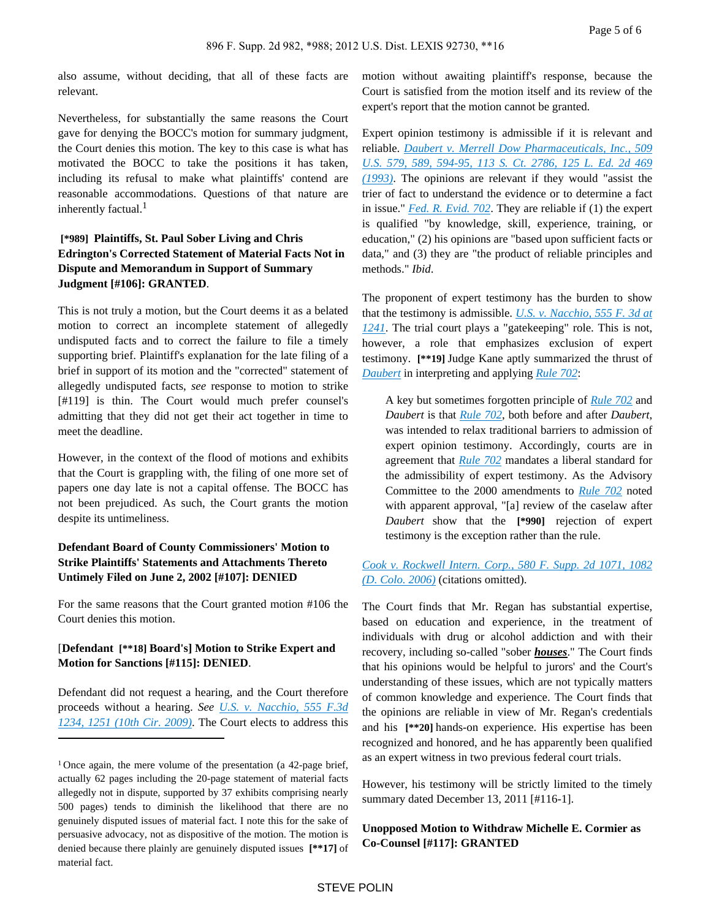also assume, without deciding, that all of these facts are relevant.

Nevertheless, for substantially the same reasons the Court gave for denying the BOCC's motion for summary judgment, the Court denies this motion. The key to this case is what has motivated the BOCC to take the positions it has taken, including its refusal to make what plaintiffs' contend are reasonable accommodations. Questions of that nature are inherently factual.[1]

**[*989] Plaintiffs, St. Paul Sober Living and Chris Edrington's Corrected Statement of Material Facts Not in Dispute and Memorandum in Support of Summary Judgment [#106]: GRANTED**.

This is not truly a motion, but the Court deems it as a belated motion to correct an incomplete statement of allegedly undisputed facts and to correct the failure to file a timely supporting brief. Plaintiff's explanation for the late filing of a brief in support of its motion and the "corrected" statement of allegedly undisputed facts, *see* response to motion to strike [#119] is thin. The Court would much prefer counsel's admitting that they did not get their act together in time to meet the deadline.

However, in the context of the flood of motions and exhibits that the Court is grappling with, the filing of one more set of papers one day late is not a capital offense. The BOCC has not been prejudiced. As such, the Court grants the motion despite its untimeliness.

**Defendant Board of County Commissioners' Motion to Strike Plaintiffs' Statements and Attachments Thereto Untimely Filed on June 2, 2002 [#107]: DENIED**

For the same reasons that the Court granted motion #106 the Court denies this motion.

[**Defendant [**18] Board's] Motion to Strike Expert and Motion for Sanctions [#115]: DENIED**.

Defendant did not request a hearing, and the Court therefore proceeds without a hearing. *See* U.S. v. Nacchio, 555 F.3d 1234, 1251 (10th Cir. 2009). The Court elects to address this motion without awaiting plaintiff's response, because the Court is satisfied from the motion itself and its review of the expert's report that the motion cannot be granted.

Expert opinion testimony is admissible if it is relevant and reliable. Daubert v. Merrell Dow Pharmaceuticals, Inc., 509 U.S. 579, 589, 594-95, 113 S. Ct. 2786, 125 L. Ed. 2d 469 (1993). The opinions are relevant if they would "assist the trier of fact to understand the evidence or to determine a fact in issue." Fed. R. Evid. 702. They are reliable if (1) the expert is qualified "by knowledge, skill, experience, training, or education," (2) his opinions are "based upon sufficient facts or data," and (3) they are "the product of reliable principles and methods." *Ibid.*

The proponent of expert testimony has the burden to show that the testimony is admissible. U.S. v. Nacchio, 555 F. 3d at 1241. The trial court plays a "gatekeeping" role. This is not, however, a role that emphasizes exclusion of expert testimony. **[**19]** Judge Kane aptly summarized the thrust of *Daubert* in interpreting and applying Rule 702:

> A key but sometimes forgotten principle of Rule 702 and *Daubert* is that Rule 702, both before and after *Daubert*, was intended to relax traditional barriers to admission of expert opinion testimony. Accordingly, courts are in agreement that Rule 702 mandates a liberal standard for the admissibility of expert testimony. As the Advisory Committee to the 2000 amendments to Rule 702 noted with apparent approval, "[a] review of the caselaw after *Daubert* show that the **[*990]** rejection of expert testimony is the exception rather than the rule.

Cook v. Rockwell Intern. Corp., 580 F. Supp. 2d 1071, 1082 (D. Colo. 2006) (citations omitted).

The Court finds that Mr. Regan has substantial expertise, based on education and experience, in the treatment of individuals with drug or alcohol addiction and with their recovery, including so-called "sober ***houses***." The Court finds that his opinions would be helpful to jurors' and the Court's understanding of these issues, which are not typically matters of common knowledge and experience. The Court finds that the opinions are reliable in view of Mr. Regan's credentials and his **[**20]** hands-on experience. His expertise has been recognized and honored, and he has apparently been qualified as an expert witness in two previous federal court trials.

However, his testimony will be strictly limited to the timely summary dated December 13, 2011 [#116-1].

**Unopposed Motion to Withdraw Michelle E. Cormier as Co-Counsel [#117]: GRANTED**

---

[1] Once again, the mere volume of the presentation (a 42-page brief, actually 62 pages including the 20-page statement of material facts allegedly not in dispute, supported by 37 exhibits comprising nearly 500 pages) tends to diminish the likelihood that there are no genuinely disputed issues of material fact. I note this for the sake of persuasive advocacy, not as dispositive of the motion. The motion is denied because there plainly are genuinely disputed issues **[**17]** of material fact.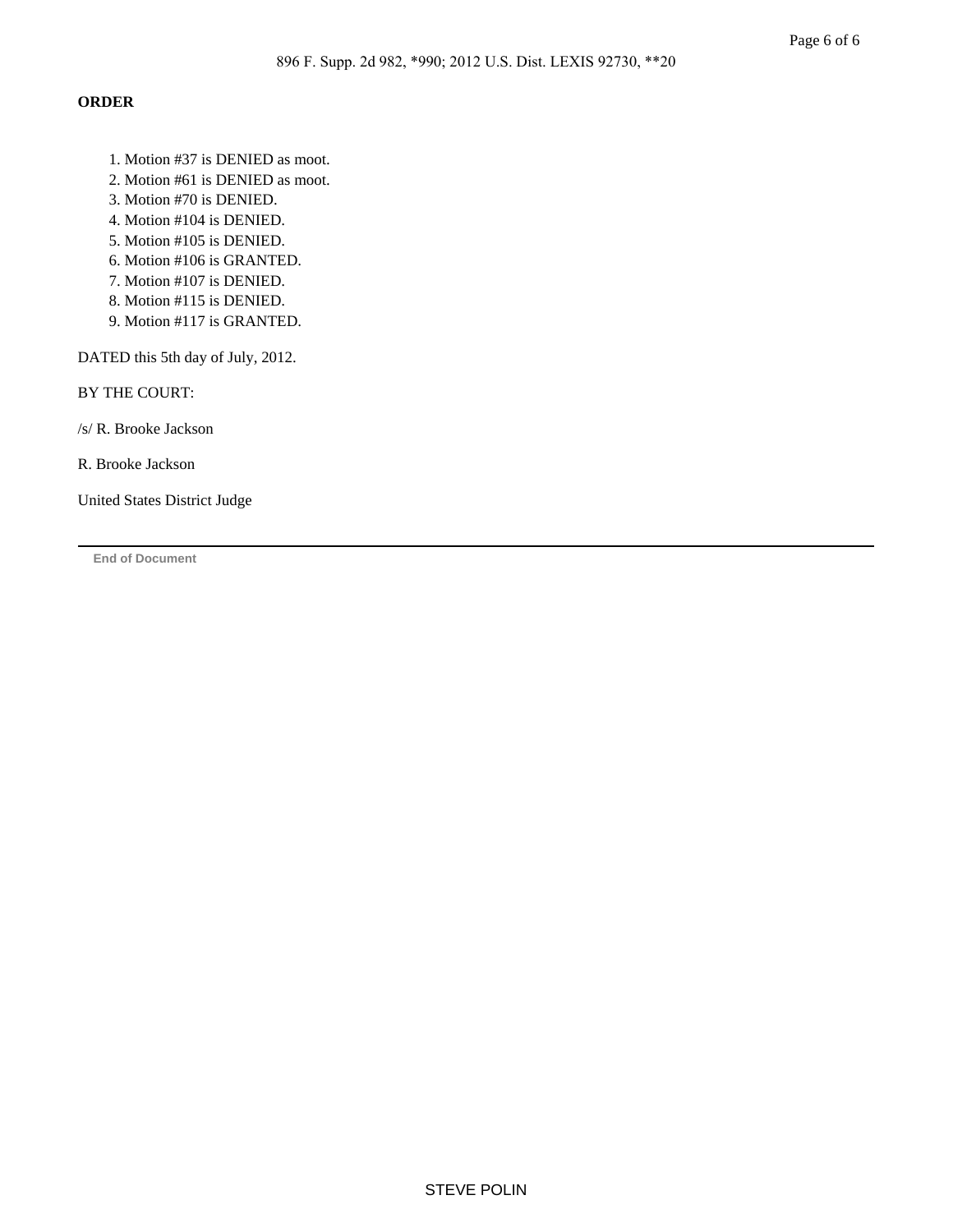**ORDER**

1. Motion #37 is DENIED as moot.
2. Motion #61 is DENIED as moot.
3. Motion #70 is DENIED.
4. Motion #104 is DENIED.
5. Motion #105 is DENIED.
6. Motion #106 is GRANTED.
7. Motion #107 is DENIED.
8. Motion #115 is DENIED.
9. Motion #117 is GRANTED.

DATED this 5th day of July, 2012.

BY THE COURT:

/s/ R. Brooke Jackson

R. Brooke Jackson

United States District Judge

---

End of Document